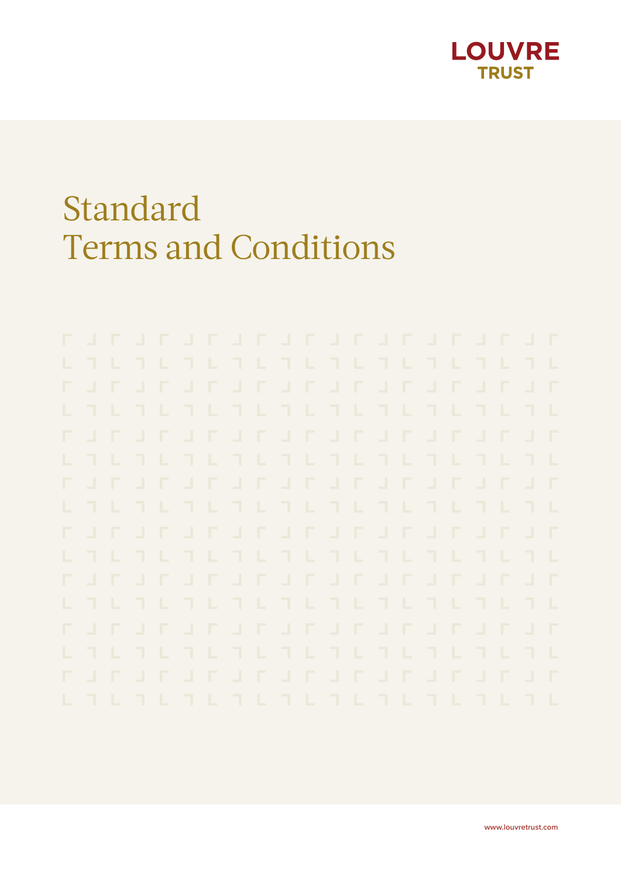LOUVRE
TRUST

# Standard Terms and Conditions

www.louvretrust.com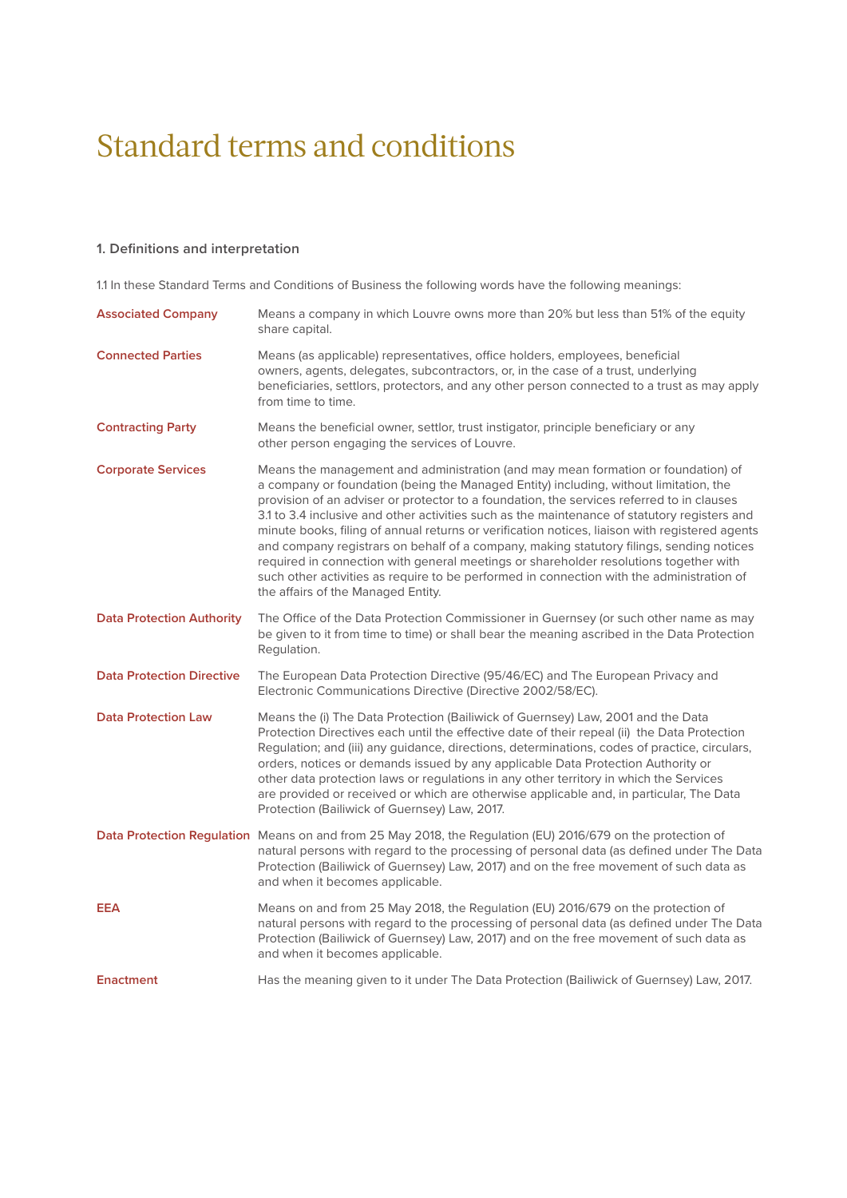# Standard terms and conditions

## 1. Definitions and interpretation

1.1 In these Standard Terms and Conditions of Business the following words have the following meanings:

| Term | Meaning |
|---|---|
| **Associated Company** | Means a company in which Louvre owns more than 20% but less than 51% of the equity share capital. |
| **Connected Parties** | Means (as applicable) representatives, office holders, employees, beneficial owners, agents, delegates, subcontractors, or, in the case of a trust, underlying beneficiaries, settlors, protectors, and any other person connected to a trust as may apply from time to time. |
| **Contracting Party** | Means the beneficial owner, settlor, trust instigator, principle beneficiary or any other person engaging the services of Louvre. |
| **Corporate Services** | Means the management and administration (and may mean formation or foundation) of a company or foundation (being the Managed Entity) including, without limitation, the provision of an adviser or protector to a foundation, the services referred to in clauses 3.1 to 3.4 inclusive and other activities such as the maintenance of statutory registers and minute books, filing of annual returns or verification notices, liaison with registered agents and company registrars on behalf of a company, making statutory filings, sending notices required in connection with general meetings or shareholder resolutions together with such other activities as require to be performed in connection with the administration of the affairs of the Managed Entity. |
| **Data Protection Authority** | The Office of the Data Protection Commissioner in Guernsey (or such other name as may be given to it from time to time) or shall bear the meaning ascribed in the Data Protection Regulation. |
| **Data Protection Directive** | The European Data Protection Directive (95/46/EC) and The European Privacy and Electronic Communications Directive (Directive 2002/58/EC). |
| **Data Protection Law** | Means the (i) The Data Protection (Bailiwick of Guernsey) Law, 2001 and the Data Protection Directives each until the effective date of their repeal (ii) the Data Protection Regulation; and (iii) any guidance, directions, determinations, codes of practice, circulars, orders, notices or demands issued by any applicable Data Protection Authority or other data protection laws or regulations in any other territory in which the Services are provided or received or which are otherwise applicable and, in particular, The Data Protection (Bailiwick of Guernsey) Law, 2017. |
| **Data Protection Regulation** | Means on and from 25 May 2018, the Regulation (EU) 2016/679 on the protection of natural persons with regard to the processing of personal data (as defined under The Data Protection (Bailiwick of Guernsey) Law, 2017) and on the free movement of such data as and when it becomes applicable. |
| **EEA** | Means on and from 25 May 2018, the Regulation (EU) 2016/679 on the protection of natural persons with regard to the processing of personal data (as defined under The Data Protection (Bailiwick of Guernsey) Law, 2017) and on the free movement of such data as and when it becomes applicable. |
| **Enactment** | Has the meaning given to it under The Data Protection (Bailiwick of Guernsey) Law, 2017. |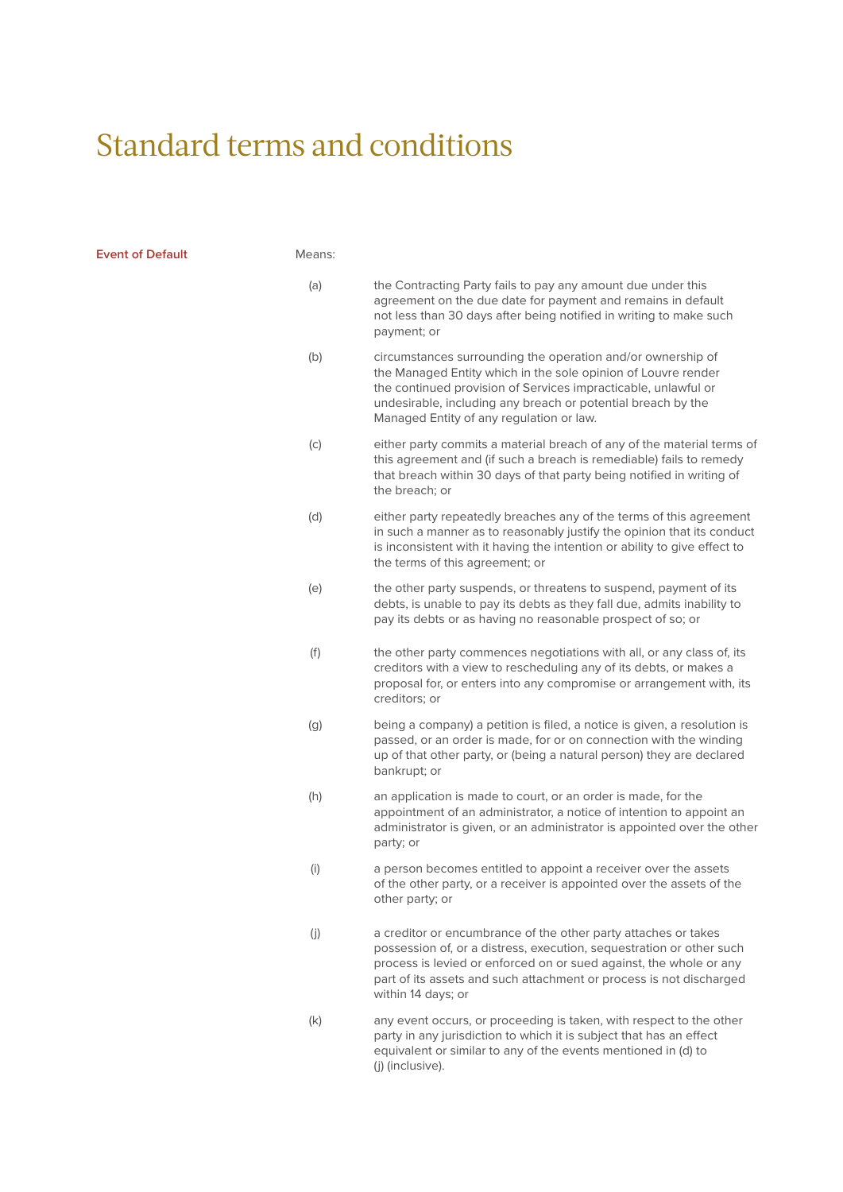# Standard terms and conditions

**Event of Default**

Means:

(a) the Contracting Party fails to pay any amount due under this agreement on the due date for payment and remains in default not less than 30 days after being notified in writing to make such payment; or

(b) circumstances surrounding the operation and/or ownership of the Managed Entity which in the sole opinion of Louvre render the continued provision of Services impracticable, unlawful or undesirable, including any breach or potential breach by the Managed Entity of any regulation or law.

(c) either party commits a material breach of any of the material terms of this agreement and (if such a breach is remediable) fails to remedy that breach within 30 days of that party being notified in writing of the breach; or

(d) either party repeatedly breaches any of the terms of this agreement in such a manner as to reasonably justify the opinion that its conduct is inconsistent with it having the intention or ability to give effect to the terms of this agreement; or

(e) the other party suspends, or threatens to suspend, payment of its debts, is unable to pay its debts as they fall due, admits inability to pay its debts or as having no reasonable prospect of so; or

(f) the other party commences negotiations with all, or any class of, its creditors with a view to rescheduling any of its debts, or makes a proposal for, or enters into any compromise or arrangement with, its creditors; or

(g) being a company) a petition is filed, a notice is given, a resolution is passed, or an order is made, for or on connection with the winding up of that other party, or (being a natural person) they are declared bankrupt; or

(h) an application is made to court, or an order is made, for the appointment of an administrator, a notice of intention to appoint an administrator is given, or an administrator is appointed over the other party; or

(i) a person becomes entitled to appoint a receiver over the assets of the other party, or a receiver is appointed over the assets of the other party; or

(j) a creditor or encumbrance of the other party attaches or takes possession of, or a distress, execution, sequestration or other such process is levied or enforced on or sued against, the whole or any part of its assets and such attachment or process is not discharged within 14 days; or

(k) any event occurs, or proceeding is taken, with respect to the other party in any jurisdiction to which it is subject that has an effect equivalent or similar to any of the events mentioned in (d) to (j) (inclusive).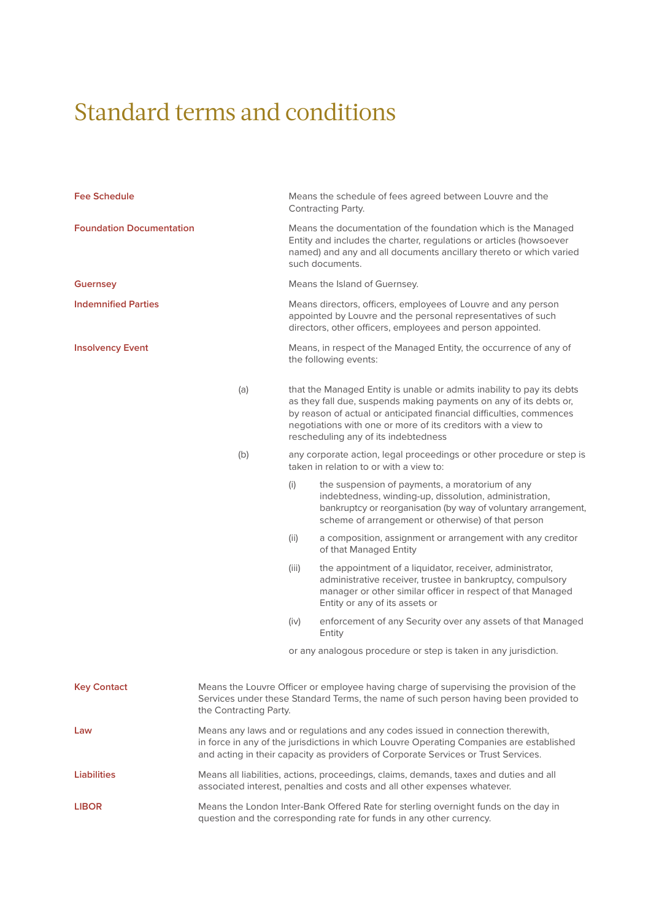# Standard terms and conditions

**Fee Schedule**

Means the schedule of fees agreed between Louvre and the Contracting Party.

**Foundation Documentation**

Means the documentation of the foundation which is the Managed Entity and includes the charter, regulations or articles (howsoever named) and any and all documents ancillary thereto or which varied such documents.

**Guernsey**

Means the Island of Guernsey.

**Indemnified Parties**

Means directors, officers, employees of Louvre and any person appointed by Louvre and the personal representatives of such directors, other officers, employees and person appointed.

**Insolvency Event**

Means, in respect of the Managed Entity, the occurrence of any of the following events:

(a) that the Managed Entity is unable or admits inability to pay its debts as they fall due, suspends making payments on any of its debts or, by reason of actual or anticipated financial difficulties, commences negotiations with one or more of its creditors with a view to rescheduling any of its indebtedness

(b) any corporate action, legal proceedings or other procedure or step is taken in relation to or with a view to:

- (i) the suspension of payments, a moratorium of any indebtedness, winding-up, dissolution, administration, bankruptcy or reorganisation (by way of voluntary arrangement, scheme of arrangement or otherwise) of that person
- (ii) a composition, assignment or arrangement with any creditor of that Managed Entity
- (iii) the appointment of a liquidator, receiver, administrator, administrative receiver, trustee in bankruptcy, compulsory manager or other similar officer in respect of that Managed Entity or any of its assets or
- (iv) enforcement of any Security over any assets of that Managed Entity

or any analogous procedure or step is taken in any jurisdiction.

**Key Contact**

Means the Louvre Officer or employee having charge of supervising the provision of the Services under these Standard Terms, the name of such person having been provided to the Contracting Party.

**Law**

Means any laws and or regulations and any codes issued in connection therewith, in force in any of the jurisdictions in which Louvre Operating Companies are established and acting in their capacity as providers of Corporate Services or Trust Services.

**Liabilities**

Means all liabilities, actions, proceedings, claims, demands, taxes and duties and all associated interest, penalties and costs and all other expenses whatever.

**LIBOR**

Means the London Inter-Bank Offered Rate for sterling overnight funds on the day in question and the corresponding rate for funds in any other currency.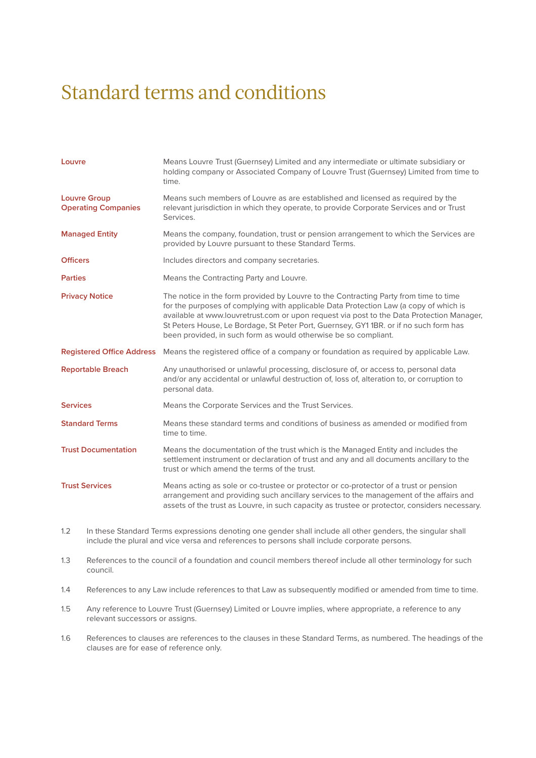# Standard terms and conditions

| | |
|---|---|
| **Louvre** | Means Louvre Trust (Guernsey) Limited and any intermediate or ultimate subsidiary or holding company or Associated Company of Louvre Trust (Guernsey) Limited from time to time. |
| **Louvre Group Operating Companies** | Means such members of Louvre as are established and licensed as required by the relevant jurisdiction in which they operate, to provide Corporate Services and or Trust Services. |
| **Managed Entity** | Means the company, foundation, trust or pension arrangement to which the Services are provided by Louvre pursuant to these Standard Terms. |
| **Officers** | Includes directors and company secretaries. |
| **Parties** | Means the Contracting Party and Louvre. |
| **Privacy Notice** | The notice in the form provided by Louvre to the Contracting Party from time to time for the purposes of complying with applicable Data Protection Law (a copy of which is available at www.louvretrust.com or upon request via post to the Data Protection Manager, St Peters House, Le Bordage, St Peter Port, Guernsey, GY1 1BR. or if no such form has been provided, in such form as would otherwise be so compliant. |
| **Registered Office Address** | Means the registered office of a company or foundation as required by applicable Law. |
| **Reportable Breach** | Any unauthorised or unlawful processing, disclosure of, or access to, personal data and/or any accidental or unlawful destruction of, loss of, alteration to, or corruption to personal data. |
| **Services** | Means the Corporate Services and the Trust Services. |
| **Standard Terms** | Means these standard terms and conditions of business as amended or modified from time to time. |
| **Trust Documentation** | Means the documentation of the trust which is the Managed Entity and includes the settlement instrument or declaration of trust and any and all documents ancillary to the trust or which amend the terms of the trust. |
| **Trust Services** | Means acting as sole or co-trustee or protector or co-protector of a trust or pension arrangement and providing such ancillary services to the management of the affairs and assets of the trust as Louvre, in such capacity as trustee or protector, considers necessary. |

1.2 In these Standard Terms expressions denoting one gender shall include all other genders, the singular shall include the plural and vice versa and references to persons shall include corporate persons.

1.3 References to the council of a foundation and council members thereof include all other terminology for such council.

1.4 References to any Law include references to that Law as subsequently modified or amended from time to time.

1.5 Any reference to Louvre Trust (Guernsey) Limited or Louvre implies, where appropriate, a reference to any relevant successors or assigns.

1.6 References to clauses are references to the clauses in these Standard Terms, as numbered. The headings of the clauses are for ease of reference only.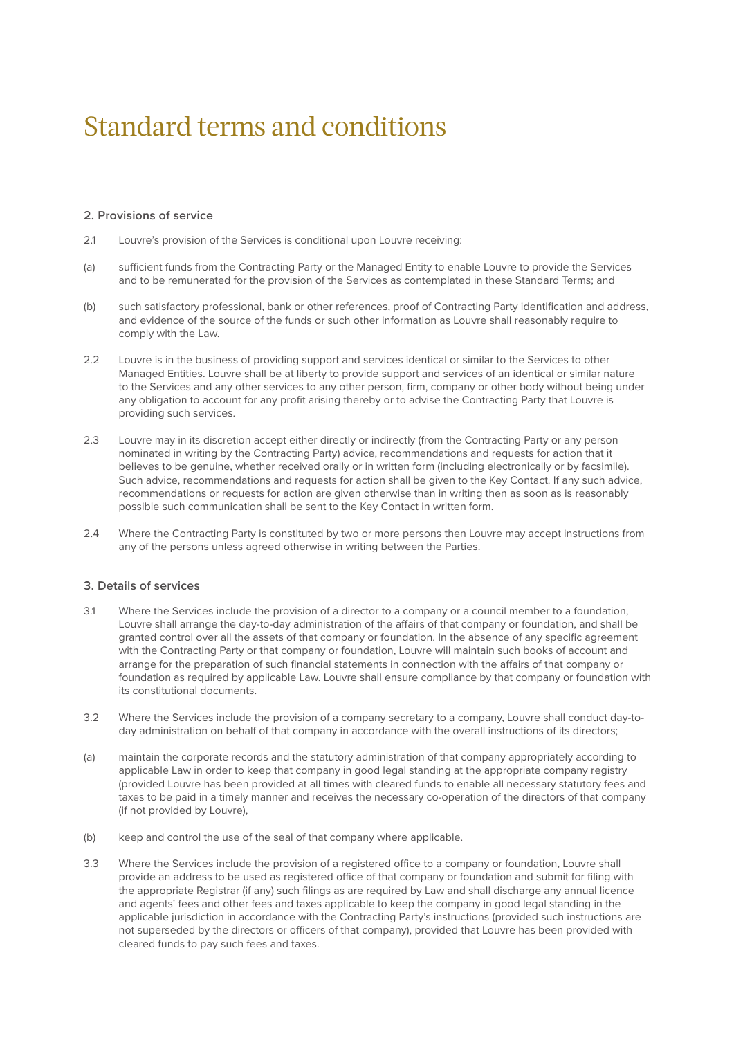# Standard terms and conditions

### 2. Provisions of service

2.1 Louvre's provision of the Services is conditional upon Louvre receiving:

(a) sufficient funds from the Contracting Party or the Managed Entity to enable Louvre to provide the Services and to be remunerated for the provision of the Services as contemplated in these Standard Terms; and

(b) such satisfactory professional, bank or other references, proof of Contracting Party identification and address, and evidence of the source of the funds or such other information as Louvre shall reasonably require to comply with the Law.

2.2 Louvre is in the business of providing support and services identical or similar to the Services to other Managed Entities. Louvre shall be at liberty to provide support and services of an identical or similar nature to the Services and any other services to any other person, firm, company or other body without being under any obligation to account for any profit arising thereby or to advise the Contracting Party that Louvre is providing such services.

2.3 Louvre may in its discretion accept either directly or indirectly (from the Contracting Party or any person nominated in writing by the Contracting Party) advice, recommendations and requests for action that it believes to be genuine, whether received orally or in written form (including electronically or by facsimile). Such advice, recommendations and requests for action shall be given to the Key Contact. If any such advice, recommendations or requests for action are given otherwise than in writing then as soon as is reasonably possible such communication shall be sent to the Key Contact in written form.

2.4 Where the Contracting Party is constituted by two or more persons then Louvre may accept instructions from any of the persons unless agreed otherwise in writing between the Parties.

### 3. Details of services

3.1 Where the Services include the provision of a director to a company or a council member to a foundation, Louvre shall arrange the day-to-day administration of the affairs of that company or foundation, and shall be granted control over all the assets of that company or foundation. In the absence of any specific agreement with the Contracting Party or that company or foundation, Louvre will maintain such books of account and arrange for the preparation of such financial statements in connection with the affairs of that company or foundation as required by applicable Law. Louvre shall ensure compliance by that company or foundation with its constitutional documents.

3.2 Where the Services include the provision of a company secretary to a company, Louvre shall conduct day-to-day administration on behalf of that company in accordance with the overall instructions of its directors;

(a) maintain the corporate records and the statutory administration of that company appropriately according to applicable Law in order to keep that company in good legal standing at the appropriate company registry (provided Louvre has been provided at all times with cleared funds to enable all necessary statutory fees and taxes to be paid in a timely manner and receives the necessary co-operation of the directors of that company (if not provided by Louvre),

(b) keep and control the use of the seal of that company where applicable.

3.3 Where the Services include the provision of a registered office to a company or foundation, Louvre shall provide an address to be used as registered office of that company or foundation and submit for filing with the appropriate Registrar (if any) such filings as are required by Law and shall discharge any annual licence and agents' fees and other fees and taxes applicable to keep the company in good legal standing in the applicable jurisdiction in accordance with the Contracting Party's instructions (provided such instructions are not superseded by the directors or officers of that company), provided that Louvre has been provided with cleared funds to pay such fees and taxes.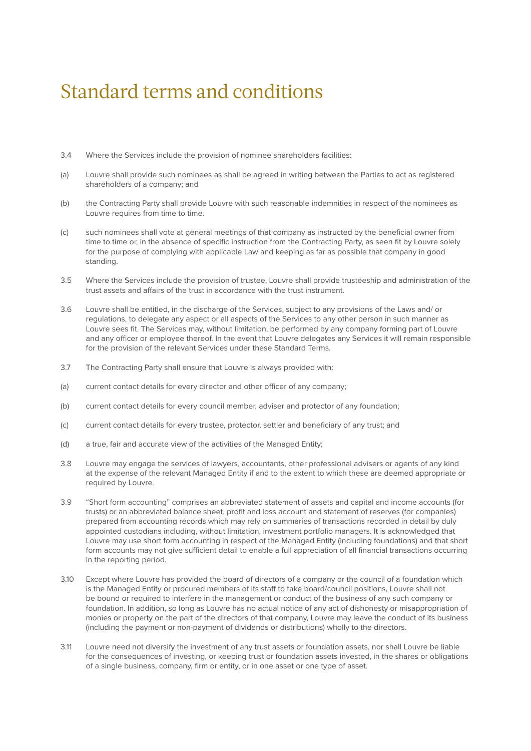# Standard terms and conditions

3.4 Where the Services include the provision of nominee shareholders facilities:

(a) Louvre shall provide such nominees as shall be agreed in writing between the Parties to act as registered shareholders of a company; and

(b) the Contracting Party shall provide Louvre with such reasonable indemnities in respect of the nominees as Louvre requires from time to time.

(c) such nominees shall vote at general meetings of that company as instructed by the beneficial owner from time to time or, in the absence of specific instruction from the Contracting Party, as seen fit by Louvre solely for the purpose of complying with applicable Law and keeping as far as possible that company in good standing.

3.5 Where the Services include the provision of trustee, Louvre shall provide trusteeship and administration of the trust assets and affairs of the trust in accordance with the trust instrument.

3.6 Louvre shall be entitled, in the discharge of the Services, subject to any provisions of the Laws and/ or regulations, to delegate any aspect or all aspects of the Services to any other person in such manner as Louvre sees fit. The Services may, without limitation, be performed by any company forming part of Louvre and any officer or employee thereof. In the event that Louvre delegates any Services it will remain responsible for the provision of the relevant Services under these Standard Terms.

3.7 The Contracting Party shall ensure that Louvre is always provided with:

(a) current contact details for every director and other officer of any company;

(b) current contact details for every council member, adviser and protector of any foundation;

(c) current contact details for every trustee, protector, settler and beneficiary of any trust; and

(d) a true, fair and accurate view of the activities of the Managed Entity;

3.8 Louvre may engage the services of lawyers, accountants, other professional advisers or agents of any kind at the expense of the relevant Managed Entity if and to the extent to which these are deemed appropriate or required by Louvre.

3.9 "Short form accounting" comprises an abbreviated statement of assets and capital and income accounts (for trusts) or an abbreviated balance sheet, profit and loss account and statement of reserves (for companies) prepared from accounting records which may rely on summaries of transactions recorded in detail by duly appointed custodians including, without limitation, investment portfolio managers. It is acknowledged that Louvre may use short form accounting in respect of the Managed Entity (including foundations) and that short form accounts may not give sufficient detail to enable a full appreciation of all financial transactions occurring in the reporting period.

3.10 Except where Louvre has provided the board of directors of a company or the council of a foundation which is the Managed Entity or procured members of its staff to take board/council positions, Louvre shall not be bound or required to interfere in the management or conduct of the business of any such company or foundation. In addition, so long as Louvre has no actual notice of any act of dishonesty or misappropriation of monies or property on the part of the directors of that company, Louvre may leave the conduct of its business (including the payment or non-payment of dividends or distributions) wholly to the directors.

3.11 Louvre need not diversify the investment of any trust assets or foundation assets, nor shall Louvre be liable for the consequences of investing, or keeping trust or foundation assets invested, in the shares or obligations of a single business, company, firm or entity, or in one asset or one type of asset.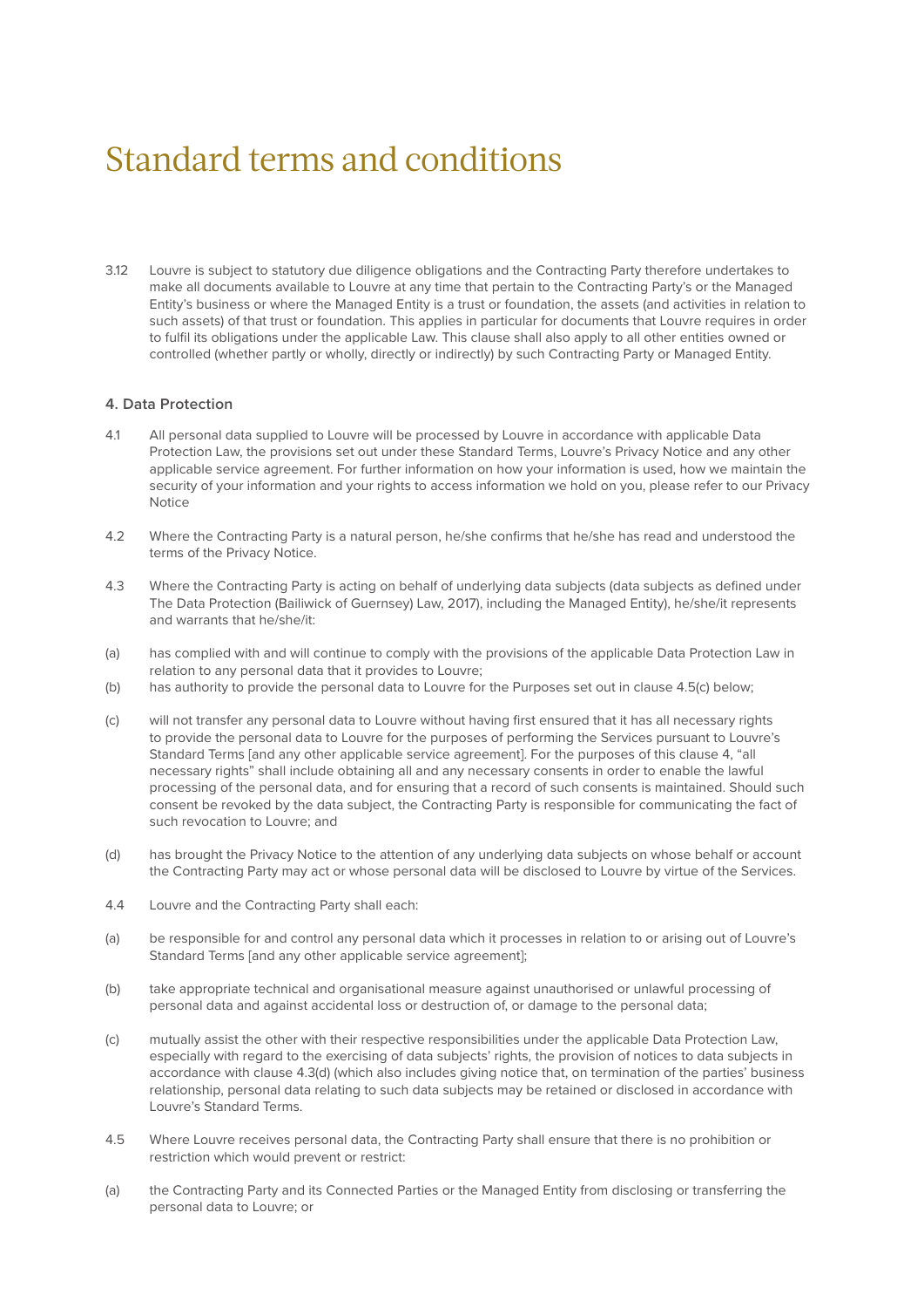# Standard terms and conditions

3.12 Louvre is subject to statutory due diligence obligations and the Contracting Party therefore undertakes to make all documents available to Louvre at any time that pertain to the Contracting Party's or the Managed Entity's business or where the Managed Entity is a trust or foundation, the assets (and activities in relation to such assets) of that trust or foundation. This applies in particular for documents that Louvre requires in order to fulfil its obligations under the applicable Law. This clause shall also apply to all other entities owned or controlled (whether partly or wholly, directly or indirectly) by such Contracting Party or Managed Entity.

### 4. Data Protection

4.1 All personal data supplied to Louvre will be processed by Louvre in accordance with applicable Data Protection Law, the provisions set out under these Standard Terms, Louvre's Privacy Notice and any other applicable service agreement. For further information on how your information is used, how we maintain the security of your information and your rights to access information we hold on you, please refer to our Privacy Notice

4.2 Where the Contracting Party is a natural person, he/she confirms that he/she has read and understood the terms of the Privacy Notice.

4.3 Where the Contracting Party is acting on behalf of underlying data subjects (data subjects as defined under The Data Protection (Bailiwick of Guernsey) Law, 2017), including the Managed Entity), he/she/it represents and warrants that he/she/it:

(a) has complied with and will continue to comply with the provisions of the applicable Data Protection Law in relation to any personal data that it provides to Louvre;

(b) has authority to provide the personal data to Louvre for the Purposes set out in clause 4.5(c) below;

(c) will not transfer any personal data to Louvre without having first ensured that it has all necessary rights to provide the personal data to Louvre for the purposes of performing the Services pursuant to Louvre's Standard Terms [and any other applicable service agreement]. For the purposes of this clause 4, "all necessary rights" shall include obtaining all and any necessary consents in order to enable the lawful processing of the personal data, and for ensuring that a record of such consents is maintained. Should such consent be revoked by the data subject, the Contracting Party is responsible for communicating the fact of such revocation to Louvre; and

(d) has brought the Privacy Notice to the attention of any underlying data subjects on whose behalf or account the Contracting Party may act or whose personal data will be disclosed to Louvre by virtue of the Services.

4.4 Louvre and the Contracting Party shall each:

(a) be responsible for and control any personal data which it processes in relation to or arising out of Louvre's Standard Terms [and any other applicable service agreement];

(b) take appropriate technical and organisational measure against unauthorised or unlawful processing of personal data and against accidental loss or destruction of, or damage to the personal data;

(c) mutually assist the other with their respective responsibilities under the applicable Data Protection Law, especially with regard to the exercising of data subjects' rights, the provision of notices to data subjects in accordance with clause 4.3(d) (which also includes giving notice that, on termination of the parties' business relationship, personal data relating to such data subjects may be retained or disclosed in accordance with Louvre's Standard Terms.

4.5 Where Louvre receives personal data, the Contracting Party shall ensure that there is no prohibition or restriction which would prevent or restrict:

(a) the Contracting Party and its Connected Parties or the Managed Entity from disclosing or transferring the personal data to Louvre; or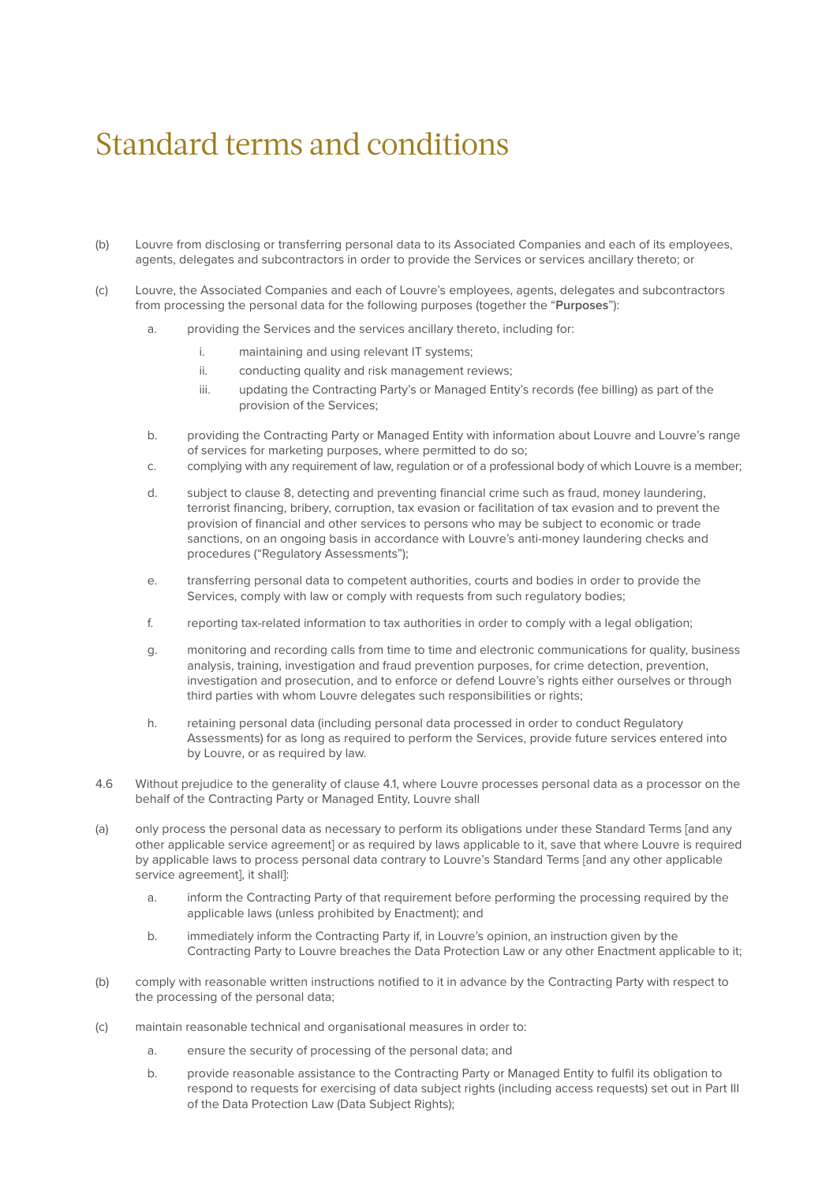# Standard terms and conditions

(b) Louvre from disclosing or transferring personal data to its Associated Companies and each of its employees, agents, delegates and subcontractors in order to provide the Services or services ancillary thereto; or

(c) Louvre, the Associated Companies and each of Louvre's employees, agents, delegates and subcontractors from processing the personal data for the following purposes (together the "**Purposes**"):

  a. providing the Services and the services ancillary thereto, including for:

    i. maintaining and using relevant IT systems;

    ii. conducting quality and risk management reviews;

    iii. updating the Contracting Party's or Managed Entity's records (fee billing) as part of the provision of the Services;

  b. providing the Contracting Party or Managed Entity with information about Louvre and Louvre's range of services for marketing purposes, where permitted to do so;

  c. complying with any requirement of law, regulation or of a professional body of which Louvre is a member;

  d. subject to clause 8, detecting and preventing financial crime such as fraud, money laundering, terrorist financing, bribery, corruption, tax evasion or facilitation of tax evasion and to prevent the provision of financial and other services to persons who may be subject to economic or trade sanctions, on an ongoing basis in accordance with Louvre's anti-money laundering checks and procedures ("Regulatory Assessments");

  e. transferring personal data to competent authorities, courts and bodies in order to provide the Services, comply with law or comply with requests from such regulatory bodies;

  f. reporting tax-related information to tax authorities in order to comply with a legal obligation;

  g. monitoring and recording calls from time to time and electronic communications for quality, business analysis, training, investigation and fraud prevention purposes, for crime detection, prevention, investigation and prosecution, and to enforce or defend Louvre's rights either ourselves or through third parties with whom Louvre delegates such responsibilities or rights;

  h. retaining personal data (including personal data processed in order to conduct Regulatory Assessments) for as long as required to perform the Services, provide future services entered into by Louvre, or as required by law.

4.6 Without prejudice to the generality of clause 4.1, where Louvre processes personal data as a processor on the behalf of the Contracting Party or Managed Entity, Louvre shall

(a) only process the personal data as necessary to perform its obligations under these Standard Terms [and any other applicable service agreement] or as required by laws applicable to it, save that where Louvre is required by applicable laws to process personal data contrary to Louvre's Standard Terms [and any other applicable service agreement], it shall]:

  a. inform the Contracting Party of that requirement before performing the processing required by the applicable laws (unless prohibited by Enactment); and

  b. immediately inform the Contracting Party if, in Louvre's opinion, an instruction given by the Contracting Party to Louvre breaches the Data Protection Law or any other Enactment applicable to it;

(b) comply with reasonable written instructions notified to it in advance by the Contracting Party with respect to the processing of the personal data;

(c) maintain reasonable technical and organisational measures in order to:

  a. ensure the security of processing of the personal data; and

  b. provide reasonable assistance to the Contracting Party or Managed Entity to fulfil its obligation to respond to requests for exercising of data subject rights (including access requests) set out in Part III of the Data Protection Law (Data Subject Rights);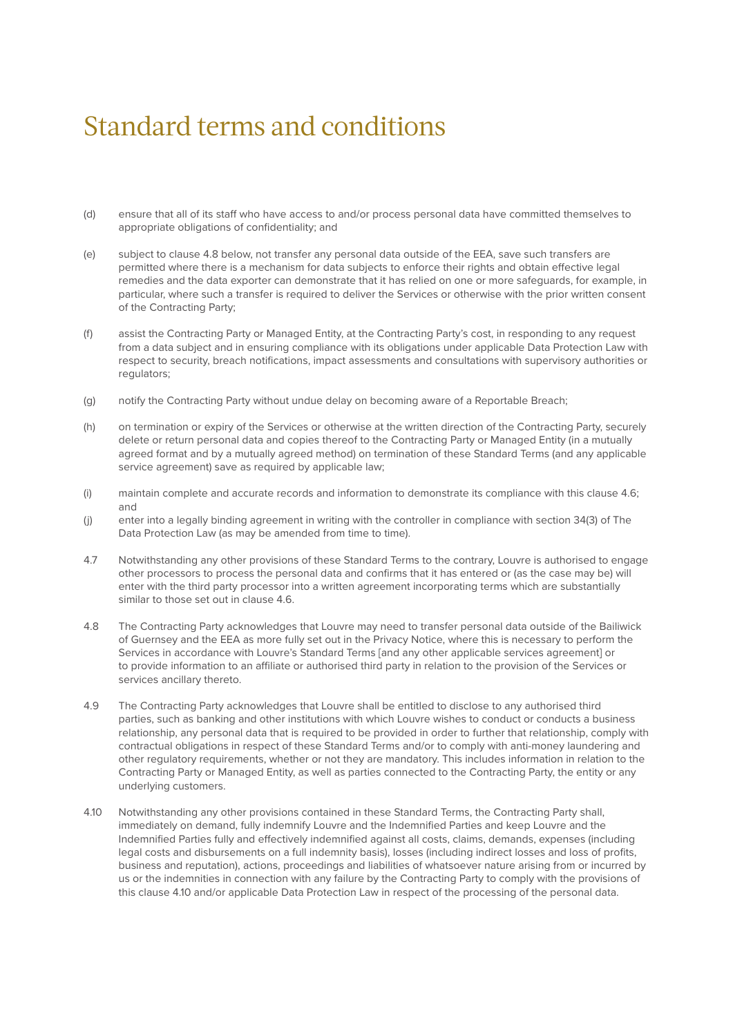# Standard terms and conditions

(d) ensure that all of its staff who have access to and/or process personal data have committed themselves to appropriate obligations of confidentiality; and

(e) subject to clause 4.8 below, not transfer any personal data outside of the EEA, save such transfers are permitted where there is a mechanism for data subjects to enforce their rights and obtain effective legal remedies and the data exporter can demonstrate that it has relied on one or more safeguards, for example, in particular, where such a transfer is required to deliver the Services or otherwise with the prior written consent of the Contracting Party;

(f) assist the Contracting Party or Managed Entity, at the Contracting Party's cost, in responding to any request from a data subject and in ensuring compliance with its obligations under applicable Data Protection Law with respect to security, breach notifications, impact assessments and consultations with supervisory authorities or regulators;

(g) notify the Contracting Party without undue delay on becoming aware of a Reportable Breach;

(h) on termination or expiry of the Services or otherwise at the written direction of the Contracting Party, securely delete or return personal data and copies thereof to the Contracting Party or Managed Entity (in a mutually agreed format and by a mutually agreed method) on termination of these Standard Terms (and any applicable service agreement) save as required by applicable law;

(i) maintain complete and accurate records and information to demonstrate its compliance with this clause 4.6; and

(j) enter into a legally binding agreement in writing with the controller in compliance with section 34(3) of The Data Protection Law (as may be amended from time to time).

4.7 Notwithstanding any other provisions of these Standard Terms to the contrary, Louvre is authorised to engage other processors to process the personal data and confirms that it has entered or (as the case may be) will enter with the third party processor into a written agreement incorporating terms which are substantially similar to those set out in clause 4.6.

4.8 The Contracting Party acknowledges that Louvre may need to transfer personal data outside of the Bailiwick of Guernsey and the EEA as more fully set out in the Privacy Notice, where this is necessary to perform the Services in accordance with Louvre's Standard Terms [and any other applicable services agreement] or to provide information to an affiliate or authorised third party in relation to the provision of the Services or services ancillary thereto.

4.9 The Contracting Party acknowledges that Louvre shall be entitled to disclose to any authorised third parties, such as banking and other institutions with which Louvre wishes to conduct or conducts a business relationship, any personal data that is required to be provided in order to further that relationship, comply with contractual obligations in respect of these Standard Terms and/or to comply with anti-money laundering and other regulatory requirements, whether or not they are mandatory. This includes information in relation to the Contracting Party or Managed Entity, as well as parties connected to the Contracting Party, the entity or any underlying customers.

4.10 Notwithstanding any other provisions contained in these Standard Terms, the Contracting Party shall, immediately on demand, fully indemnify Louvre and the Indemnified Parties and keep Louvre and the Indemnified Parties fully and effectively indemnified against all costs, claims, demands, expenses (including legal costs and disbursements on a full indemnity basis), losses (including indirect losses and loss of profits, business and reputation), actions, proceedings and liabilities of whatsoever nature arising from or incurred by us or the indemnities in connection with any failure by the Contracting Party to comply with the provisions of this clause 4.10 and/or applicable Data Protection Law in respect of the processing of the personal data.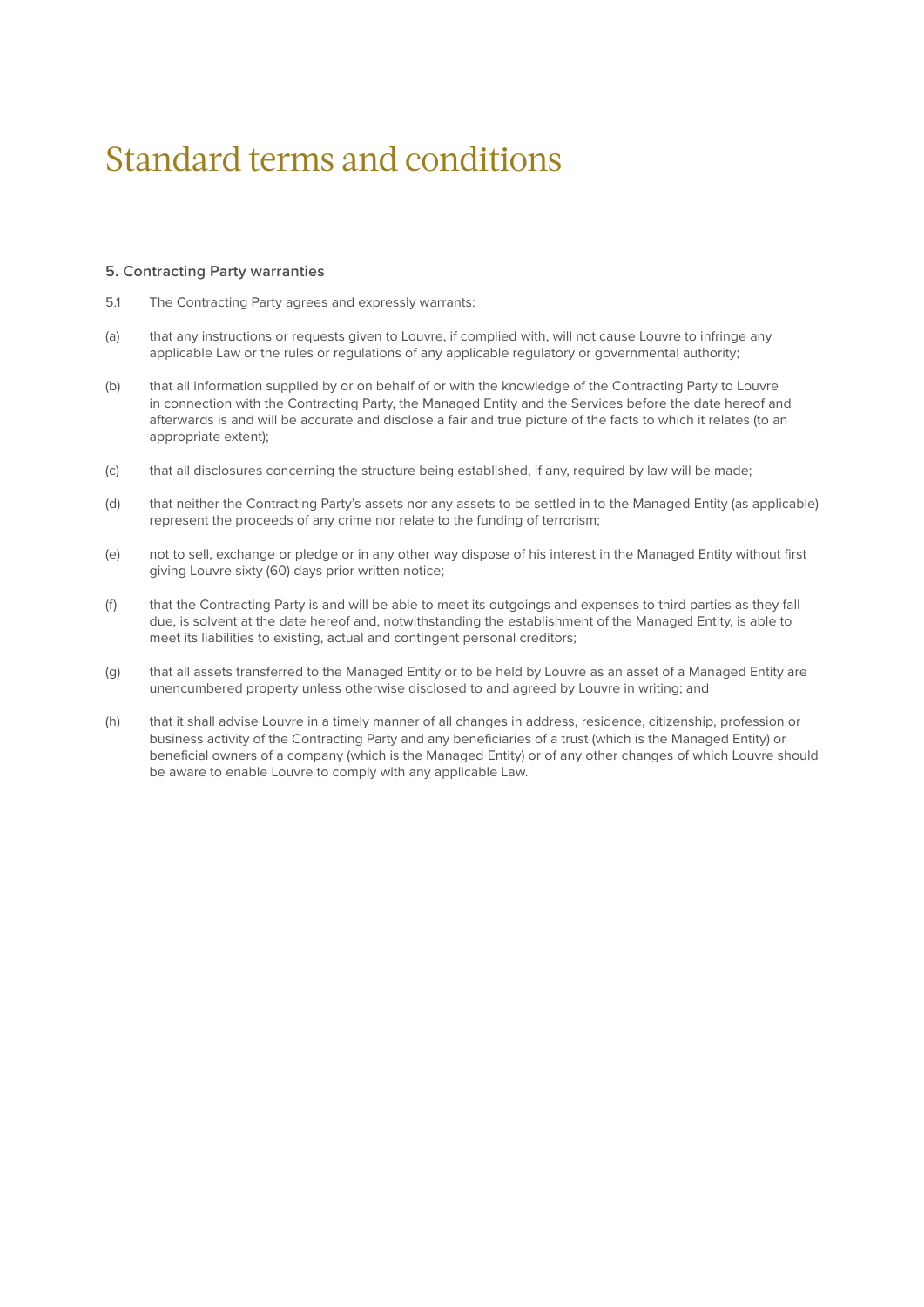# Standard terms and conditions

### 5. Contracting Party warranties

5.1 The Contracting Party agrees and expressly warrants:

(a) that any instructions or requests given to Louvre, if complied with, will not cause Louvre to infringe any applicable Law or the rules or regulations of any applicable regulatory or governmental authority;

(b) that all information supplied by or on behalf of or with the knowledge of the Contracting Party to Louvre in connection with the Contracting Party, the Managed Entity and the Services before the date hereof and afterwards is and will be accurate and disclose a fair and true picture of the facts to which it relates (to an appropriate extent);

(c) that all disclosures concerning the structure being established, if any, required by law will be made;

(d) that neither the Contracting Party's assets nor any assets to be settled in to the Managed Entity (as applicable) represent the proceeds of any crime nor relate to the funding of terrorism;

(e) not to sell, exchange or pledge or in any other way dispose of his interest in the Managed Entity without first giving Louvre sixty (60) days prior written notice;

(f) that the Contracting Party is and will be able to meet its outgoings and expenses to third parties as they fall due, is solvent at the date hereof and, notwithstanding the establishment of the Managed Entity, is able to meet its liabilities to existing, actual and contingent personal creditors;

(g) that all assets transferred to the Managed Entity or to be held by Louvre as an asset of a Managed Entity are unencumbered property unless otherwise disclosed to and agreed by Louvre in writing; and

(h) that it shall advise Louvre in a timely manner of all changes in address, residence, citizenship, profession or business activity of the Contracting Party and any beneficiaries of a trust (which is the Managed Entity) or beneficial owners of a company (which is the Managed Entity) or of any other changes of which Louvre should be aware to enable Louvre to comply with any applicable Law.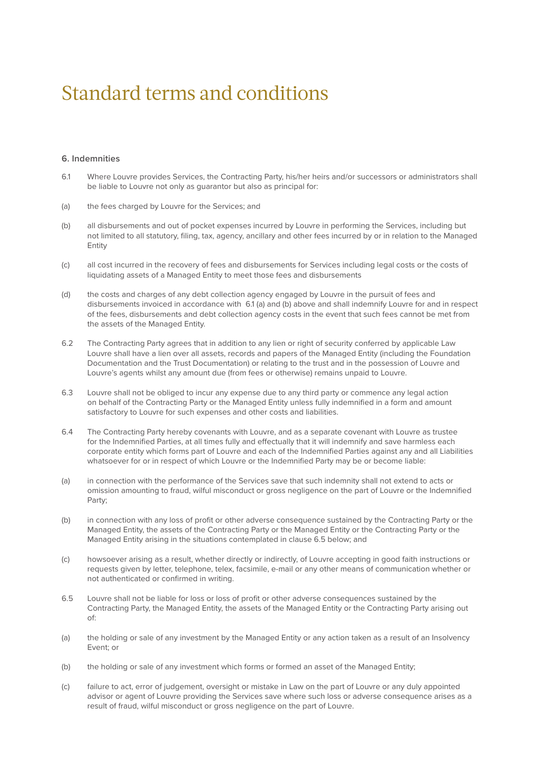# Standard terms and conditions

### 6. Indemnities

6.1 Where Louvre provides Services, the Contracting Party, his/her heirs and/or successors or administrators shall be liable to Louvre not only as guarantor but also as principal for:

(a) the fees charged by Louvre for the Services; and

(b) all disbursements and out of pocket expenses incurred by Louvre in performing the Services, including but not limited to all statutory, filing, tax, agency, ancillary and other fees incurred by or in relation to the Managed Entity

(c) all cost incurred in the recovery of fees and disbursements for Services including legal costs or the costs of liquidating assets of a Managed Entity to meet those fees and disbursements

(d) the costs and charges of any debt collection agency engaged by Louvre in the pursuit of fees and disbursements invoiced in accordance with 6.1 (a) and (b) above and shall indemnify Louvre for and in respect of the fees, disbursements and debt collection agency costs in the event that such fees cannot be met from the assets of the Managed Entity.

6.2 The Contracting Party agrees that in addition to any lien or right of security conferred by applicable Law Louvre shall have a lien over all assets, records and papers of the Managed Entity (including the Foundation Documentation and the Trust Documentation) or relating to the trust and in the possession of Louvre and Louvre's agents whilst any amount due (from fees or otherwise) remains unpaid to Louvre.

6.3 Louvre shall not be obliged to incur any expense due to any third party or commence any legal action on behalf of the Contracting Party or the Managed Entity unless fully indemnified in a form and amount satisfactory to Louvre for such expenses and other costs and liabilities.

6.4 The Contracting Party hereby covenants with Louvre, and as a separate covenant with Louvre as trustee for the Indemnified Parties, at all times fully and effectually that it will indemnify and save harmless each corporate entity which forms part of Louvre and each of the Indemnified Parties against any and all Liabilities whatsoever for or in respect of which Louvre or the Indemnified Party may be or become liable:

(a) in connection with the performance of the Services save that such indemnity shall not extend to acts or omission amounting to fraud, wilful misconduct or gross negligence on the part of Louvre or the Indemnified Party;

(b) in connection with any loss of profit or other adverse consequence sustained by the Contracting Party or the Managed Entity, the assets of the Contracting Party or the Managed Entity or the Contracting Party or the Managed Entity arising in the situations contemplated in clause 6.5 below; and

(c) howsoever arising as a result, whether directly or indirectly, of Louvre accepting in good faith instructions or requests given by letter, telephone, telex, facsimile, e-mail or any other means of communication whether or not authenticated or confirmed in writing.

6.5 Louvre shall not be liable for loss or loss of profit or other adverse consequences sustained by the Contracting Party, the Managed Entity, the assets of the Managed Entity or the Contracting Party arising out of:

(a) the holding or sale of any investment by the Managed Entity or any action taken as a result of an Insolvency Event; or

(b) the holding or sale of any investment which forms or formed an asset of the Managed Entity;

(c) failure to act, error of judgement, oversight or mistake in Law on the part of Louvre or any duly appointed advisor or agent of Louvre providing the Services save where such loss or adverse consequence arises as a result of fraud, wilful misconduct or gross negligence on the part of Louvre.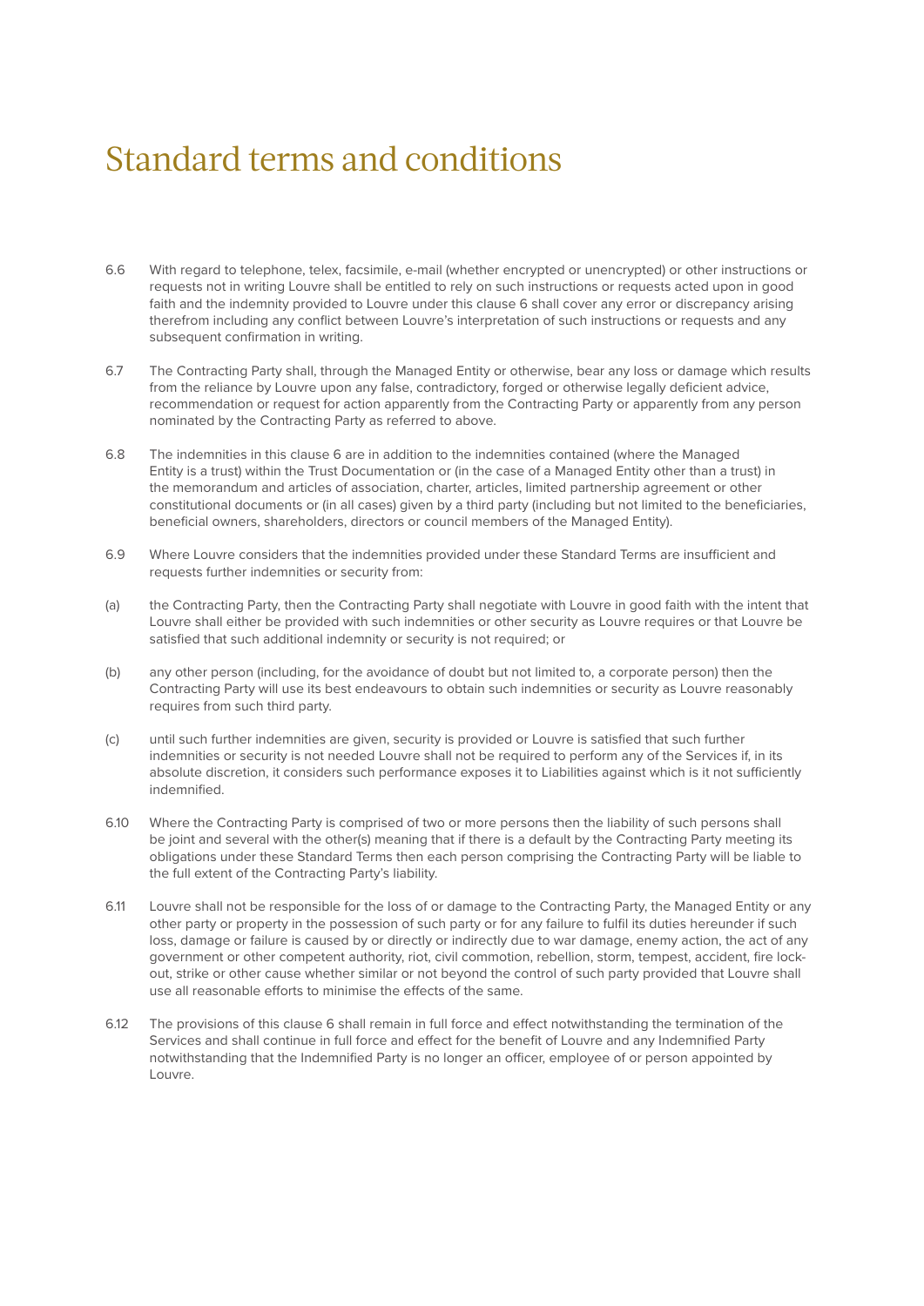# Standard terms and conditions

6.6 With regard to telephone, telex, facsimile, e-mail (whether encrypted or unencrypted) or other instructions or requests not in writing Louvre shall be entitled to rely on such instructions or requests acted upon in good faith and the indemnity provided to Louvre under this clause 6 shall cover any error or discrepancy arising therefrom including any conflict between Louvre's interpretation of such instructions or requests and any subsequent confirmation in writing.

6.7 The Contracting Party shall, through the Managed Entity or otherwise, bear any loss or damage which results from the reliance by Louvre upon any false, contradictory, forged or otherwise legally deficient advice, recommendation or request for action apparently from the Contracting Party or apparently from any person nominated by the Contracting Party as referred to above.

6.8 The indemnities in this clause 6 are in addition to the indemnities contained (where the Managed Entity is a trust) within the Trust Documentation or (in the case of a Managed Entity other than a trust) in the memorandum and articles of association, charter, articles, limited partnership agreement or other constitutional documents or (in all cases) given by a third party (including but not limited to the beneficiaries, beneficial owners, shareholders, directors or council members of the Managed Entity).

6.9 Where Louvre considers that the indemnities provided under these Standard Terms are insufficient and requests further indemnities or security from:

(a) the Contracting Party, then the Contracting Party shall negotiate with Louvre in good faith with the intent that Louvre shall either be provided with such indemnities or other security as Louvre requires or that Louvre be satisfied that such additional indemnity or security is not required; or

(b) any other person (including, for the avoidance of doubt but not limited to, a corporate person) then the Contracting Party will use its best endeavours to obtain such indemnities or security as Louvre reasonably requires from such third party.

(c) until such further indemnities are given, security is provided or Louvre is satisfied that such further indemnities or security is not needed Louvre shall not be required to perform any of the Services if, in its absolute discretion, it considers such performance exposes it to Liabilities against which is it not sufficiently indemnified.

6.10 Where the Contracting Party is comprised of two or more persons then the liability of such persons shall be joint and several with the other(s) meaning that if there is a default by the Contracting Party meeting its obligations under these Standard Terms then each person comprising the Contracting Party will be liable to the full extent of the Contracting Party's liability.

6.11 Louvre shall not be responsible for the loss of or damage to the Contracting Party, the Managed Entity or any other party or property in the possession of such party or for any failure to fulfil its duties hereunder if such loss, damage or failure is caused by or directly or indirectly due to war damage, enemy action, the act of any government or other competent authority, riot, civil commotion, rebellion, storm, tempest, accident, fire lock-out, strike or other cause whether similar or not beyond the control of such party provided that Louvre shall use all reasonable efforts to minimise the effects of the same.

6.12 The provisions of this clause 6 shall remain in full force and effect notwithstanding the termination of the Services and shall continue in full force and effect for the benefit of Louvre and any Indemnified Party notwithstanding that the Indemnified Party is no longer an officer, employee of or person appointed by Louvre.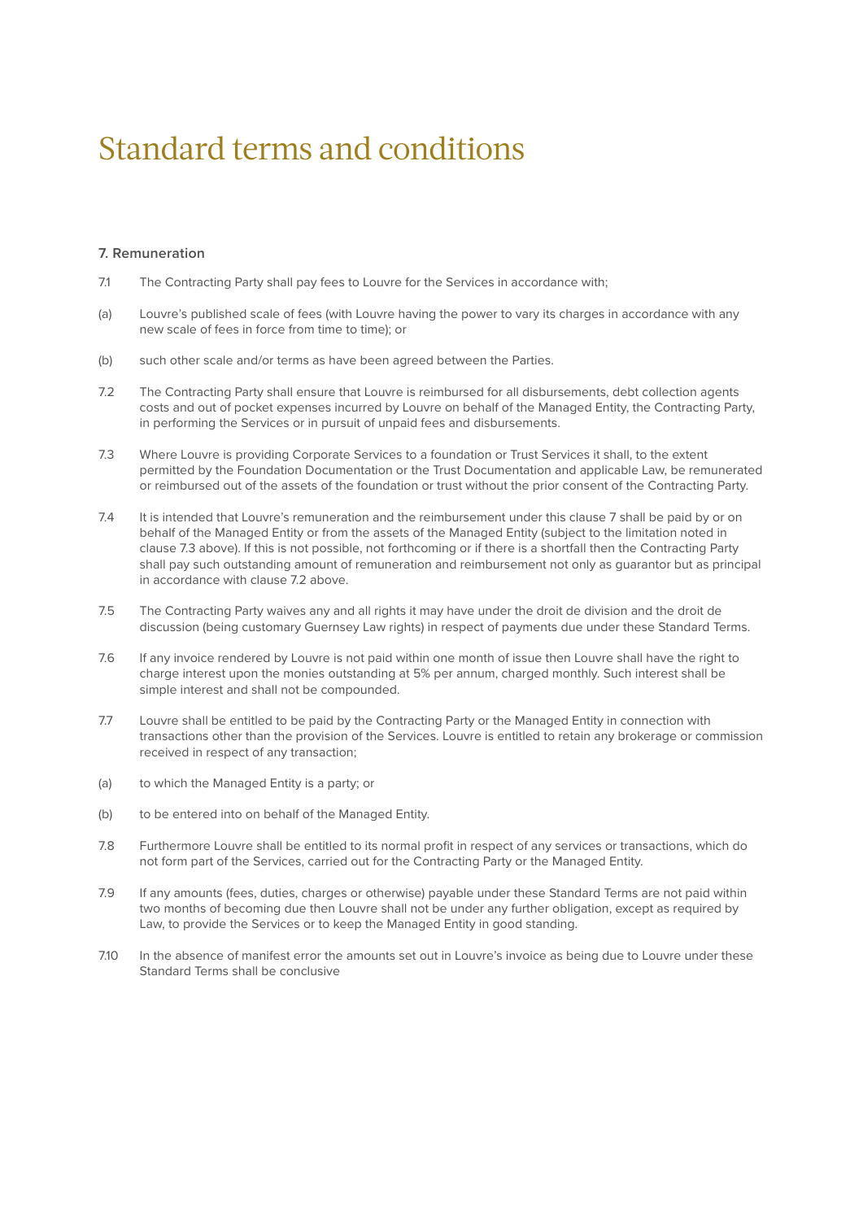# Standard terms and conditions

### 7. Remuneration

7.1 The Contracting Party shall pay fees to Louvre for the Services in accordance with;

(a) Louvre's published scale of fees (with Louvre having the power to vary its charges in accordance with any new scale of fees in force from time to time); or

(b) such other scale and/or terms as have been agreed between the Parties.

7.2 The Contracting Party shall ensure that Louvre is reimbursed for all disbursements, debt collection agents costs and out of pocket expenses incurred by Louvre on behalf of the Managed Entity, the Contracting Party, in performing the Services or in pursuit of unpaid fees and disbursements.

7.3 Where Louvre is providing Corporate Services to a foundation or Trust Services it shall, to the extent permitted by the Foundation Documentation or the Trust Documentation and applicable Law, be remunerated or reimbursed out of the assets of the foundation or trust without the prior consent of the Contracting Party.

7.4 It is intended that Louvre's remuneration and the reimbursement under this clause 7 shall be paid by or on behalf of the Managed Entity or from the assets of the Managed Entity (subject to the limitation noted in clause 7.3 above). If this is not possible, not forthcoming or if there is a shortfall then the Contracting Party shall pay such outstanding amount of remuneration and reimbursement not only as guarantor but as principal in accordance with clause 7.2 above.

7.5 The Contracting Party waives any and all rights it may have under the droit de division and the droit de discussion (being customary Guernsey Law rights) in respect of payments due under these Standard Terms.

7.6 If any invoice rendered by Louvre is not paid within one month of issue then Louvre shall have the right to charge interest upon the monies outstanding at 5% per annum, charged monthly. Such interest shall be simple interest and shall not be compounded.

7.7 Louvre shall be entitled to be paid by the Contracting Party or the Managed Entity in connection with transactions other than the provision of the Services. Louvre is entitled to retain any brokerage or commission received in respect of any transaction;

(a) to which the Managed Entity is a party; or

(b) to be entered into on behalf of the Managed Entity.

7.8 Furthermore Louvre shall be entitled to its normal profit in respect of any services or transactions, which do not form part of the Services, carried out for the Contracting Party or the Managed Entity.

7.9 If any amounts (fees, duties, charges or otherwise) payable under these Standard Terms are not paid within two months of becoming due then Louvre shall not be under any further obligation, except as required by Law, to provide the Services or to keep the Managed Entity in good standing.

7.10 In the absence of manifest error the amounts set out in Louvre's invoice as being due to Louvre under these Standard Terms shall be conclusive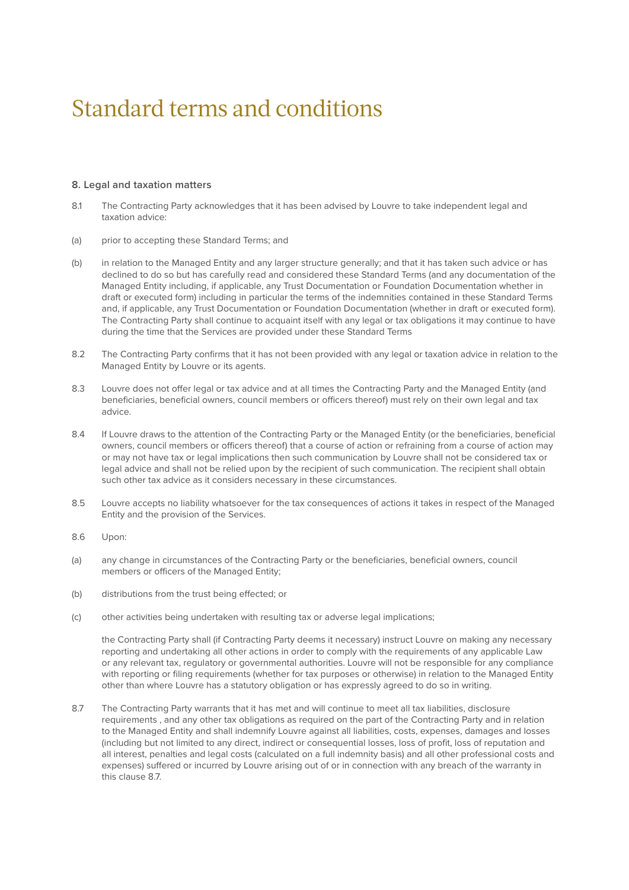# Standard terms and conditions

## 8. Legal and taxation matters

8.1 The Contracting Party acknowledges that it has been advised by Louvre to take independent legal and taxation advice:

(a) prior to accepting these Standard Terms; and

(b) in relation to the Managed Entity and any larger structure generally; and that it has taken such advice or has declined to do so but has carefully read and considered these Standard Terms (and any documentation of the Managed Entity including, if applicable, any Trust Documentation or Foundation Documentation whether in draft or executed form) including in particular the terms of the indemnities contained in these Standard Terms and, if applicable, any Trust Documentation or Foundation Documentation (whether in draft or executed form). The Contracting Party shall continue to acquaint itself with any legal or tax obligations it may continue to have during the time that the Services are provided under these Standard Terms

8.2 The Contracting Party confirms that it has not been provided with any legal or taxation advice in relation to the Managed Entity by Louvre or its agents.

8.3 Louvre does not offer legal or tax advice and at all times the Contracting Party and the Managed Entity (and beneficiaries, beneficial owners, council members or officers thereof) must rely on their own legal and tax advice.

8.4 If Louvre draws to the attention of the Contracting Party or the Managed Entity (or the beneficiaries, beneficial owners, council members or officers thereof) that a course of action or refraining from a course of action may or may not have tax or legal implications then such communication by Louvre shall not be considered tax or legal advice and shall not be relied upon by the recipient of such communication. The recipient shall obtain such other tax advice as it considers necessary in these circumstances.

8.5 Louvre accepts no liability whatsoever for the tax consequences of actions it takes in respect of the Managed Entity and the provision of the Services.

8.6 Upon:

(a) any change in circumstances of the Contracting Party or the beneficiaries, beneficial owners, council members or officers of the Managed Entity;

(b) distributions from the trust being effected; or

(c) other activities being undertaken with resulting tax or adverse legal implications;

the Contracting Party shall (if Contracting Party deems it necessary) instruct Louvre on making any necessary reporting and undertaking all other actions in order to comply with the requirements of any applicable Law or any relevant tax, regulatory or governmental authorities. Louvre will not be responsible for any compliance with reporting or filing requirements (whether for tax purposes or otherwise) in relation to the Managed Entity other than where Louvre has a statutory obligation or has expressly agreed to do so in writing.

8.7 The Contracting Party warrants that it has met and will continue to meet all tax liabilities, disclosure requirements , and any other tax obligations as required on the part of the Contracting Party and in relation to the Managed Entity and shall indemnify Louvre against all liabilities, costs, expenses, damages and losses (including but not limited to any direct, indirect or consequential losses, loss of profit, loss of reputation and all interest, penalties and legal costs (calculated on a full indemnity basis) and all other professional costs and expenses) suffered or incurred by Louvre arising out of or in connection with any breach of the warranty in this clause 8.7.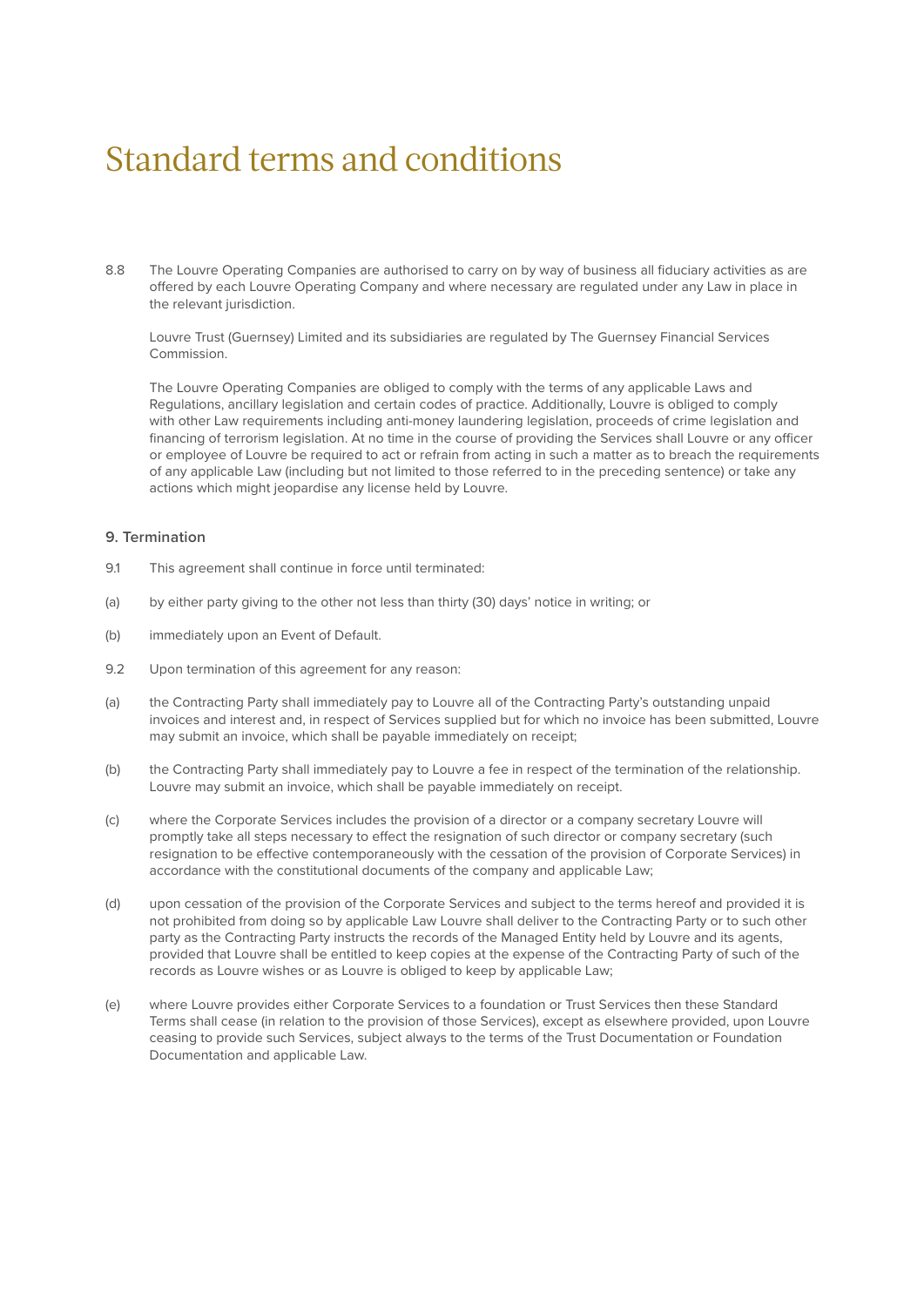# Standard terms and conditions

8.8 The Louvre Operating Companies are authorised to carry on by way of business all fiduciary activities as are offered by each Louvre Operating Company and where necessary are regulated under any Law in place in the relevant jurisdiction.

Louvre Trust (Guernsey) Limited and its subsidiaries are regulated by The Guernsey Financial Services Commission.

The Louvre Operating Companies are obliged to comply with the terms of any applicable Laws and Regulations, ancillary legislation and certain codes of practice. Additionally, Louvre is obliged to comply with other Law requirements including anti-money laundering legislation, proceeds of crime legislation and financing of terrorism legislation. At no time in the course of providing the Services shall Louvre or any officer or employee of Louvre be required to act or refrain from acting in such a matter as to breach the requirements of any applicable Law (including but not limited to those referred to in the preceding sentence) or take any actions which might jeopardise any license held by Louvre.

### 9. Termination

9.1 This agreement shall continue in force until terminated:

(a) by either party giving to the other not less than thirty (30) days' notice in writing; or

(b) immediately upon an Event of Default.

9.2 Upon termination of this agreement for any reason:

(a) the Contracting Party shall immediately pay to Louvre all of the Contracting Party's outstanding unpaid invoices and interest and, in respect of Services supplied but for which no invoice has been submitted, Louvre may submit an invoice, which shall be payable immediately on receipt;

(b) the Contracting Party shall immediately pay to Louvre a fee in respect of the termination of the relationship. Louvre may submit an invoice, which shall be payable immediately on receipt.

(c) where the Corporate Services includes the provision of a director or a company secretary Louvre will promptly take all steps necessary to effect the resignation of such director or company secretary (such resignation to be effective contemporaneously with the cessation of the provision of Corporate Services) in accordance with the constitutional documents of the company and applicable Law;

(d) upon cessation of the provision of the Corporate Services and subject to the terms hereof and provided it is not prohibited from doing so by applicable Law Louvre shall deliver to the Contracting Party or to such other party as the Contracting Party instructs the records of the Managed Entity held by Louvre and its agents, provided that Louvre shall be entitled to keep copies at the expense of the Contracting Party of such of the records as Louvre wishes or as Louvre is obliged to keep by applicable Law;

(e) where Louvre provides either Corporate Services to a foundation or Trust Services then these Standard Terms shall cease (in relation to the provision of those Services), except as elsewhere provided, upon Louvre ceasing to provide such Services, subject always to the terms of the Trust Documentation or Foundation Documentation and applicable Law.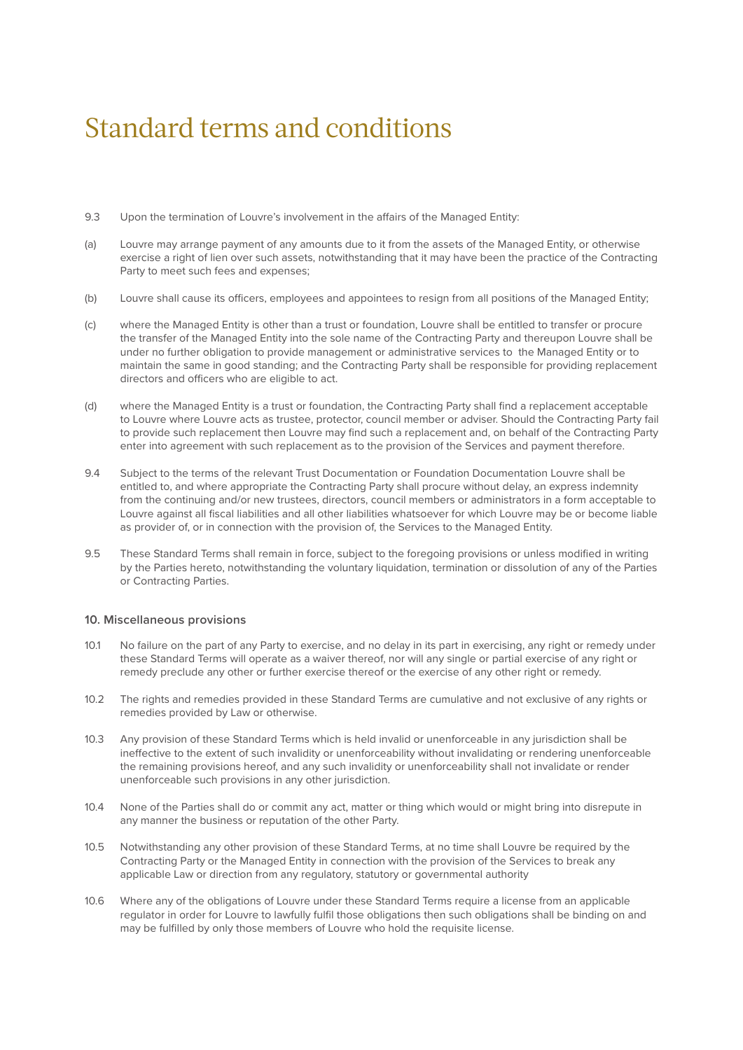# Standard terms and conditions

9.3 Upon the termination of Louvre's involvement in the affairs of the Managed Entity:

(a) Louvre may arrange payment of any amounts due to it from the assets of the Managed Entity, or otherwise exercise a right of lien over such assets, notwithstanding that it may have been the practice of the Contracting Party to meet such fees and expenses;

(b) Louvre shall cause its officers, employees and appointees to resign from all positions of the Managed Entity;

(c) where the Managed Entity is other than a trust or foundation, Louvre shall be entitled to transfer or procure the transfer of the Managed Entity into the sole name of the Contracting Party and thereupon Louvre shall be under no further obligation to provide management or administrative services to the Managed Entity or to maintain the same in good standing; and the Contracting Party shall be responsible for providing replacement directors and officers who are eligible to act.

(d) where the Managed Entity is a trust or foundation, the Contracting Party shall find a replacement acceptable to Louvre where Louvre acts as trustee, protector, council member or adviser. Should the Contracting Party fail to provide such replacement then Louvre may find such a replacement and, on behalf of the Contracting Party enter into agreement with such replacement as to the provision of the Services and payment therefore.

9.4 Subject to the terms of the relevant Trust Documentation or Foundation Documentation Louvre shall be entitled to, and where appropriate the Contracting Party shall procure without delay, an express indemnity from the continuing and/or new trustees, directors, council members or administrators in a form acceptable to Louvre against all fiscal liabilities and all other liabilities whatsoever for which Louvre may be or become liable as provider of, or in connection with the provision of, the Services to the Managed Entity.

9.5 These Standard Terms shall remain in force, subject to the foregoing provisions or unless modified in writing by the Parties hereto, notwithstanding the voluntary liquidation, termination or dissolution of any of the Parties or Contracting Parties.

### 10. Miscellaneous provisions

10.1 No failure on the part of any Party to exercise, and no delay in its part in exercising, any right or remedy under these Standard Terms will operate as a waiver thereof, nor will any single or partial exercise of any right or remedy preclude any other or further exercise thereof or the exercise of any other right or remedy.

10.2 The rights and remedies provided in these Standard Terms are cumulative and not exclusive of any rights or remedies provided by Law or otherwise.

10.3 Any provision of these Standard Terms which is held invalid or unenforceable in any jurisdiction shall be ineffective to the extent of such invalidity or unenforceability without invalidating or rendering unenforceable the remaining provisions hereof, and any such invalidity or unenforceability shall not invalidate or render unenforceable such provisions in any other jurisdiction.

10.4 None of the Parties shall do or commit any act, matter or thing which would or might bring into disrepute in any manner the business or reputation of the other Party.

10.5 Notwithstanding any other provision of these Standard Terms, at no time shall Louvre be required by the Contracting Party or the Managed Entity in connection with the provision of the Services to break any applicable Law or direction from any regulatory, statutory or governmental authority

10.6 Where any of the obligations of Louvre under these Standard Terms require a license from an applicable regulator in order for Louvre to lawfully fulfil those obligations then such obligations shall be binding on and may be fulfilled by only those members of Louvre who hold the requisite license.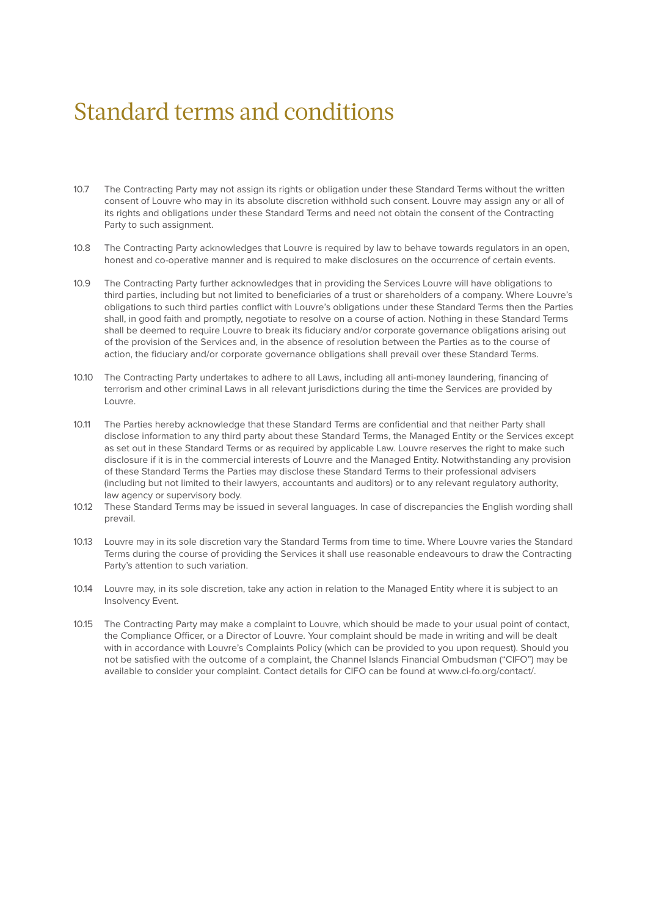# Standard terms and conditions

10.7 The Contracting Party may not assign its rights or obligation under these Standard Terms without the written consent of Louvre who may in its absolute discretion withhold such consent. Louvre may assign any or all of its rights and obligations under these Standard Terms and need not obtain the consent of the Contracting Party to such assignment.

10.8 The Contracting Party acknowledges that Louvre is required by law to behave towards regulators in an open, honest and co-operative manner and is required to make disclosures on the occurrence of certain events.

10.9 The Contracting Party further acknowledges that in providing the Services Louvre will have obligations to third parties, including but not limited to beneficiaries of a trust or shareholders of a company. Where Louvre's obligations to such third parties conflict with Louvre's obligations under these Standard Terms then the Parties shall, in good faith and promptly, negotiate to resolve on a course of action. Nothing in these Standard Terms shall be deemed to require Louvre to break its fiduciary and/or corporate governance obligations arising out of the provision of the Services and, in the absence of resolution between the Parties as to the course of action, the fiduciary and/or corporate governance obligations shall prevail over these Standard Terms.

10.10 The Contracting Party undertakes to adhere to all Laws, including all anti-money laundering, financing of terrorism and other criminal Laws in all relevant jurisdictions during the time the Services are provided by Louvre.

10.11 The Parties hereby acknowledge that these Standard Terms are confidential and that neither Party shall disclose information to any third party about these Standard Terms, the Managed Entity or the Services except as set out in these Standard Terms or as required by applicable Law. Louvre reserves the right to make such disclosure if it is in the commercial interests of Louvre and the Managed Entity. Notwithstanding any provision of these Standard Terms the Parties may disclose these Standard Terms to their professional advisers (including but not limited to their lawyers, accountants and auditors) or to any relevant regulatory authority, law agency or supervisory body.

10.12 These Standard Terms may be issued in several languages. In case of discrepancies the English wording shall prevail.

10.13 Louvre may in its sole discretion vary the Standard Terms from time to time. Where Louvre varies the Standard Terms during the course of providing the Services it shall use reasonable endeavours to draw the Contracting Party's attention to such variation.

10.14 Louvre may, in its sole discretion, take any action in relation to the Managed Entity where it is subject to an Insolvency Event.

10.15 The Contracting Party may make a complaint to Louvre, which should be made to your usual point of contact, the Compliance Officer, or a Director of Louvre. Your complaint should be made in writing and will be dealt with in accordance with Louvre's Complaints Policy (which can be provided to you upon request). Should you not be satisfied with the outcome of a complaint, the Channel Islands Financial Ombudsman ("CIFO") may be available to consider your complaint. Contact details for CIFO can be found at www.ci-fo.org/contact/.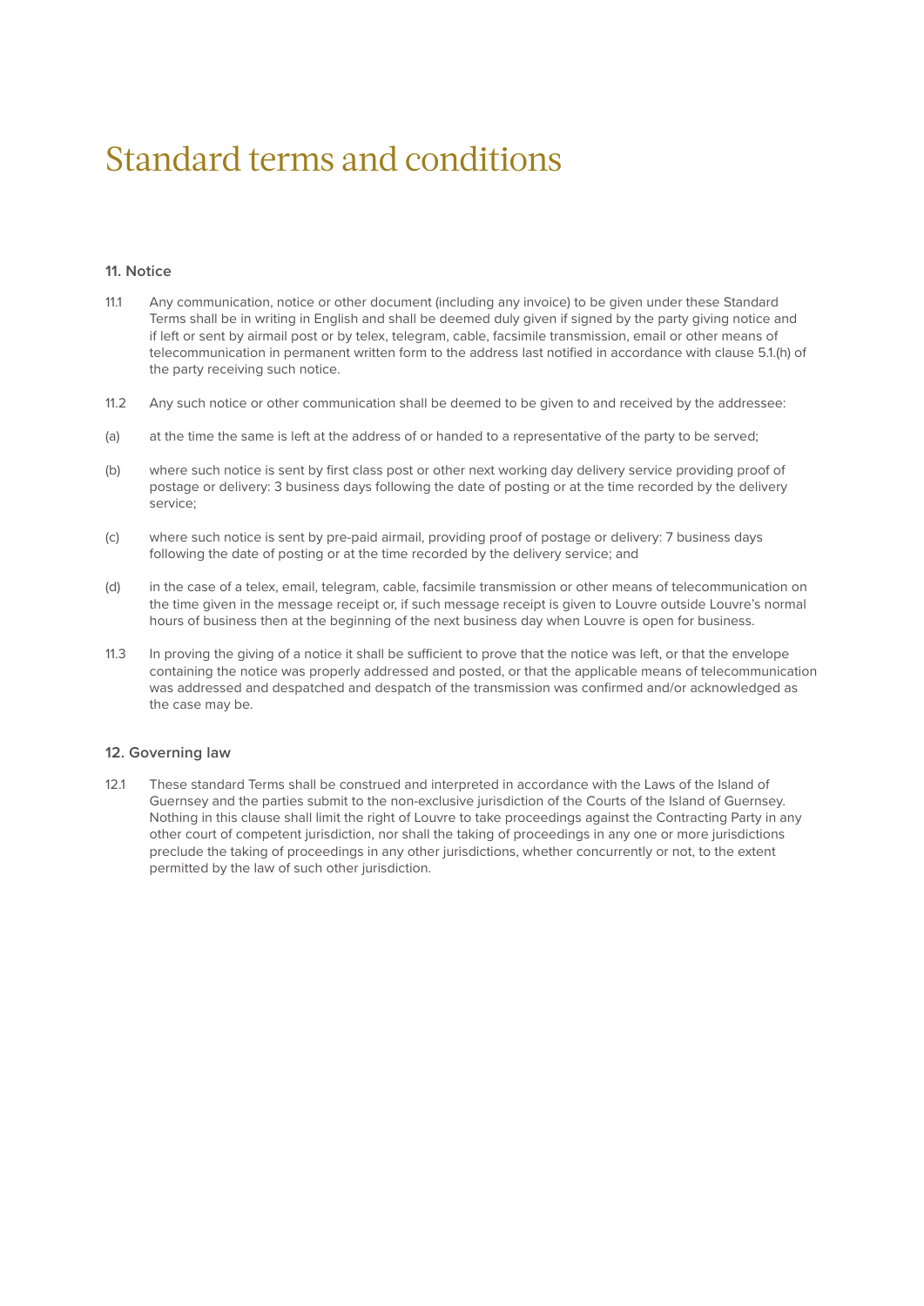# Standard terms and conditions

### 11. Notice

11.1 Any communication, notice or other document (including any invoice) to be given under these Standard Terms shall be in writing in English and shall be deemed duly given if signed by the party giving notice and if left or sent by airmail post or by telex, telegram, cable, facsimile transmission, email or other means of telecommunication in permanent written form to the address last notified in accordance with clause 5.1.(h) of the party receiving such notice.

11.2 Any such notice or other communication shall be deemed to be given to and received by the addressee:

(a) at the time the same is left at the address of or handed to a representative of the party to be served;

(b) where such notice is sent by first class post or other next working day delivery service providing proof of postage or delivery: 3 business days following the date of posting or at the time recorded by the delivery service;

(c) where such notice is sent by pre-paid airmail, providing proof of postage or delivery: 7 business days following the date of posting or at the time recorded by the delivery service; and

(d) in the case of a telex, email, telegram, cable, facsimile transmission or other means of telecommunication on the time given in the message receipt or, if such message receipt is given to Louvre outside Louvre's normal hours of business then at the beginning of the next business day when Louvre is open for business.

11.3 In proving the giving of a notice it shall be sufficient to prove that the notice was left, or that the envelope containing the notice was properly addressed and posted, or that the applicable means of telecommunication was addressed and despatched and despatch of the transmission was confirmed and/or acknowledged as the case may be.

### 12. Governing law

12.1 These standard Terms shall be construed and interpreted in accordance with the Laws of the Island of Guernsey and the parties submit to the non-exclusive jurisdiction of the Courts of the Island of Guernsey. Nothing in this clause shall limit the right of Louvre to take proceedings against the Contracting Party in any other court of competent jurisdiction, nor shall the taking of proceedings in any one or more jurisdictions preclude the taking of proceedings in any other jurisdictions, whether concurrently or not, to the extent permitted by the law of such other jurisdiction.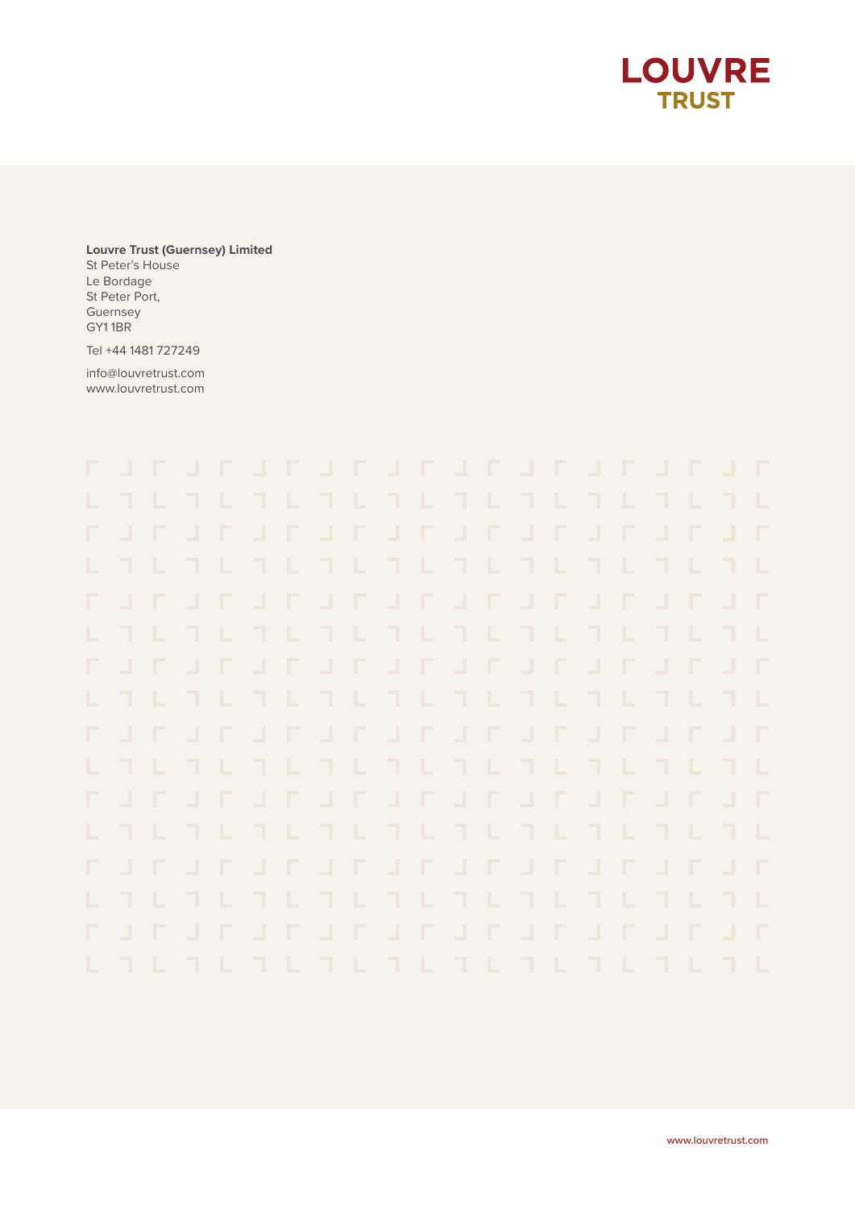LOUVRE
TRUST

**Louvre Trust (Guernsey) Limited**
St Peter's House
Le Bordage
St Peter Port,
Guernsey
GY1 1BR

Tel +44 1481 727249

info@louvretrust.com
www.louvretrust.com

www.louvretrust.com